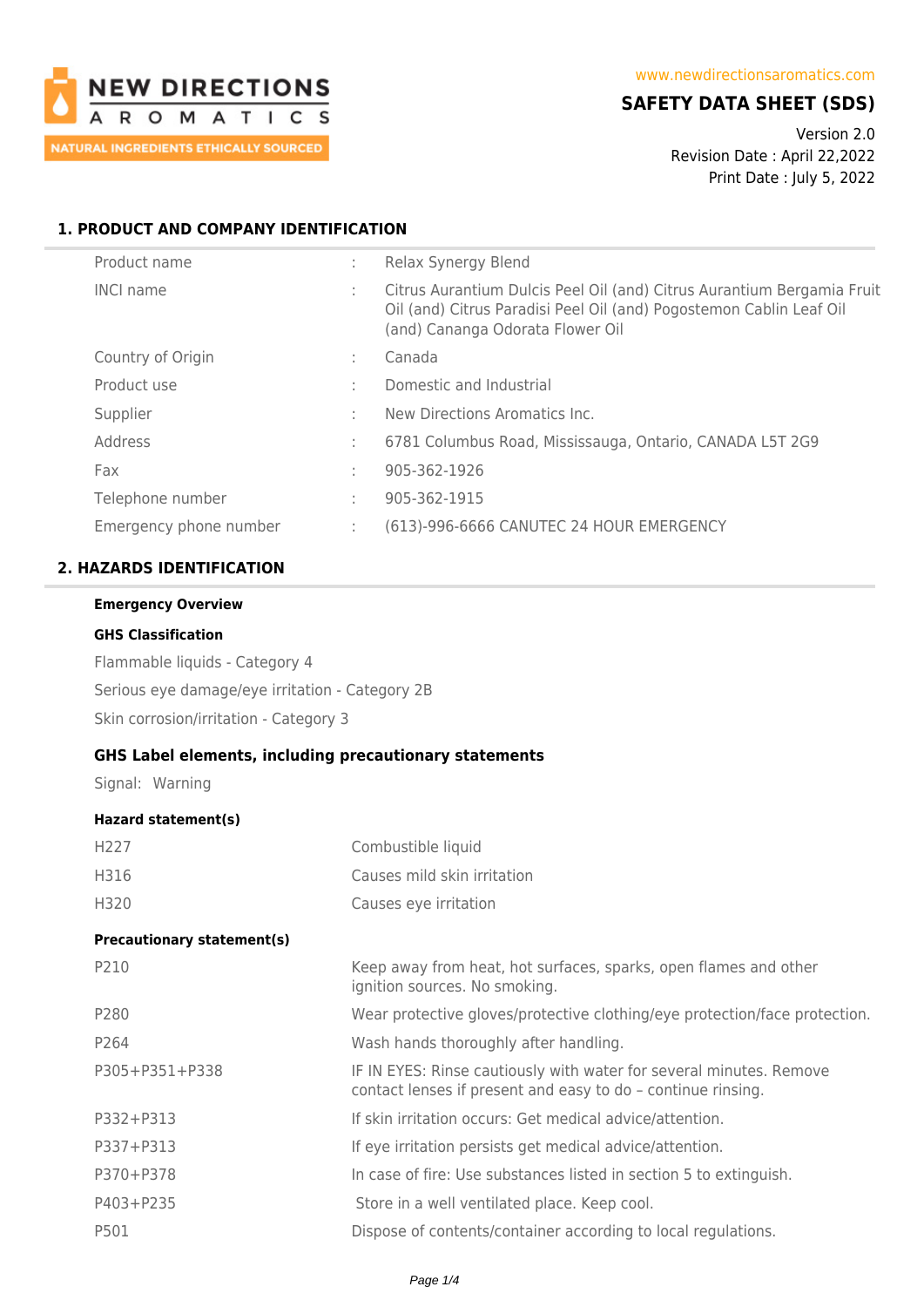NEW DIRECTIONS AROMATICS
NATURAL INGREDIENTS ETHICALLY SOURCED

www.newdirectionsaromatics.com

# SAFETY DATA SHEET (SDS)

Version 2.0
Revision Date : April 22,2022
Print Date : July 5, 2022

## 1. PRODUCT AND COMPANY IDENTIFICATION

| | | |
|---|---|---|
| Product name | : | Relax Synergy Blend |
| INCI name | : | Citrus Aurantium Dulcis Peel Oil (and) Citrus Aurantium Bergamia Fruit Oil (and) Citrus Paradisi Peel Oil (and) Pogostemon Cablin Leaf Oil (and) Cananga Odorata Flower Oil |
| Country of Origin | : | Canada |
| Product use | : | Domestic and Industrial |
| Supplier | : | New Directions Aromatics Inc. |
| Address | : | 6781 Columbus Road, Mississauga, Ontario, CANADA L5T 2G9 |
| Fax | : | 905-362-1926 |
| Telephone number | : | 905-362-1915 |
| Emergency phone number | : | (613)-996-6666 CANUTEC 24 HOUR EMERGENCY |

## 2. HAZARDS IDENTIFICATION

**Emergency Overview**

**GHS Classification**

Flammable liquids - Category 4

Serious eye damage/eye irritation - Category 2B

Skin corrosion/irritation - Category 3

### GHS Label elements, including precautionary statements

Signal: Warning

**Hazard statement(s)**

| | |
|---|---|
| H227 | Combustible liquid |
| H316 | Causes mild skin irritation |
| H320 | Causes eye irritation |

**Precautionary statement(s)**

| | |
|---|---|
| P210 | Keep away from heat, hot surfaces, sparks, open flames and other ignition sources. No smoking. |
| P280 | Wear protective gloves/protective clothing/eye protection/face protection. |
| P264 | Wash hands thoroughly after handling. |
| P305+P351+P338 | IF IN EYES: Rinse cautiously with water for several minutes. Remove contact lenses if present and easy to do – continue rinsing. |
| P332+P313 | If skin irritation occurs: Get medical advice/attention. |
| P337+P313 | If eye irritation persists get medical advice/attention. |
| P370+P378 | In case of fire: Use substances listed in section 5 to extinguish. |
| P403+P235 | Store in a well ventilated place. Keep cool. |
| P501 | Dispose of contents/container according to local regulations. |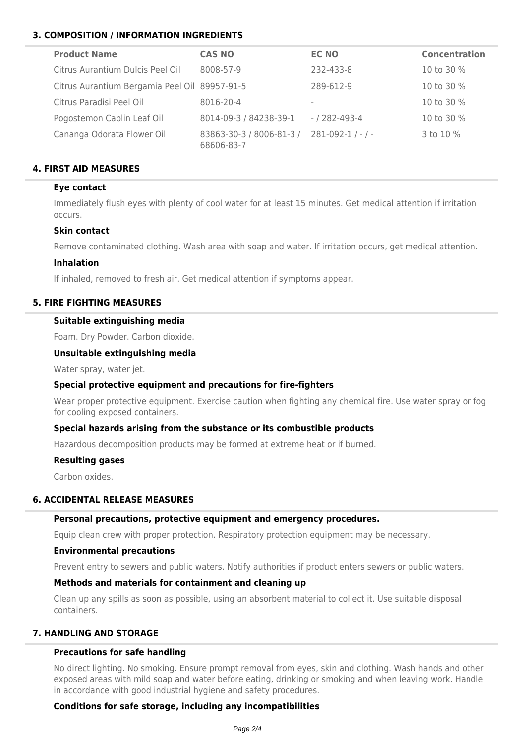## 3. COMPOSITION / INFORMATION INGREDIENTS

| Product Name | CAS NO | EC NO | Concentration |
|---|---|---|---|
| Citrus Aurantium Dulcis Peel Oil | 8008-57-9 | 232-433-8 | 10 to 30 % |
| Citrus Aurantium Bergamia Peel Oil | 89957-91-5 | 289-612-9 | 10 to 30 % |
| Citrus Paradisi Peel Oil | 8016-20-4 | - | 10 to 30 % |
| Pogostemon Cablin Leaf Oil | 8014-09-3 / 84238-39-1 | - / 282-493-4 | 10 to 30 % |
| Cananga Odorata Flower Oil | 83863-30-3 / 8006-81-3 / 68606-83-7 | 281-092-1 / - / - | 3 to 10 % |

## 4. FIRST AID MEASURES

### Eye contact

Immediately flush eyes with plenty of cool water for at least 15 minutes. Get medical attention if irritation occurs.

### Skin contact

Remove contaminated clothing. Wash area with soap and water. If irritation occurs, get medical attention.

### Inhalation

If inhaled, removed to fresh air. Get medical attention if symptoms appear.

## 5. FIRE FIGHTING MEASURES

### Suitable extinguishing media

Foam. Dry Powder. Carbon dioxide.

### Unsuitable extinguishing media

Water spray, water jet.

### Special protective equipment and precautions for fire-fighters

Wear proper protective equipment. Exercise caution when fighting any chemical fire. Use water spray or fog for cooling exposed containers.

### Special hazards arising from the substance or its combustible products

Hazardous decomposition products may be formed at extreme heat or if burned.

### Resulting gases

Carbon oxides.

## 6. ACCIDENTAL RELEASE MEASURES

### Personal precautions, protective equipment and emergency procedures.

Equip clean crew with proper protection. Respiratory protection equipment may be necessary.

### Environmental precautions

Prevent entry to sewers and public waters. Notify authorities if product enters sewers or public waters.

### Methods and materials for containment and cleaning up

Clean up any spills as soon as possible, using an absorbent material to collect it. Use suitable disposal containers.

## 7. HANDLING AND STORAGE

### Precautions for safe handling

No direct lighting. No smoking. Ensure prompt removal from eyes, skin and clothing. Wash hands and other exposed areas with mild soap and water before eating, drinking or smoking and when leaving work. Handle in accordance with good industrial hygiene and safety procedures.

### Conditions for safe storage, including any incompatibilities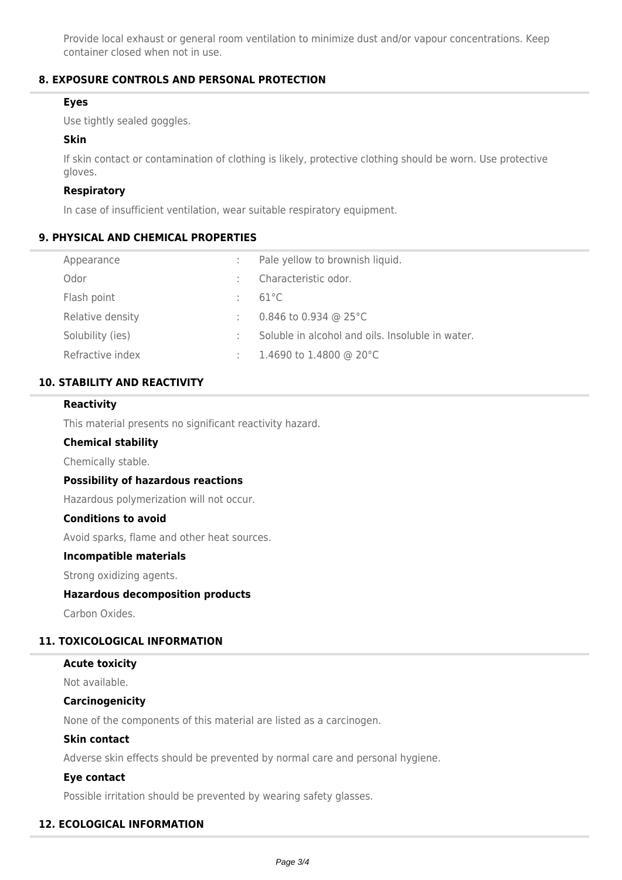Provide local exhaust or general room ventilation to minimize dust and/or vapour concentrations. Keep container closed when not in use.

## 8. EXPOSURE CONTROLS AND PERSONAL PROTECTION

### Eyes

Use tightly sealed goggles.

### Skin

If skin contact or contamination of clothing is likely, protective clothing should be worn. Use protective gloves.

### Respiratory

In case of insufficient ventilation, wear suitable respiratory equipment.

## 9. PHYSICAL AND CHEMICAL PROPERTIES

| | | |
|---|---|---|
| Appearance | : | Pale yellow to brownish liquid. |
| Odor | : | Characteristic odor. |
| Flash point | : | 61°C |
| Relative density | : | 0.846 to 0.934 @ 25°C |
| Solubility (ies) | : | Soluble in alcohol and oils. Insoluble in water. |
| Refractive index | : | 1.4690 to 1.4800 @ 20°C |

## 10. STABILITY AND REACTIVITY

### Reactivity

This material presents no significant reactivity hazard.

### Chemical stability

Chemically stable.

### Possibility of hazardous reactions

Hazardous polymerization will not occur.

### Conditions to avoid

Avoid sparks, flame and other heat sources.

### Incompatible materials

Strong oxidizing agents.

### Hazardous decomposition products

Carbon Oxides.

## 11. TOXICOLOGICAL INFORMATION

### Acute toxicity

Not available.

### Carcinogenicity

None of the components of this material are listed as a carcinogen.

### Skin contact

Adverse skin effects should be prevented by normal care and personal hygiene.

### Eye contact

Possible irritation should be prevented by wearing safety glasses.

## 12. ECOLOGICAL INFORMATION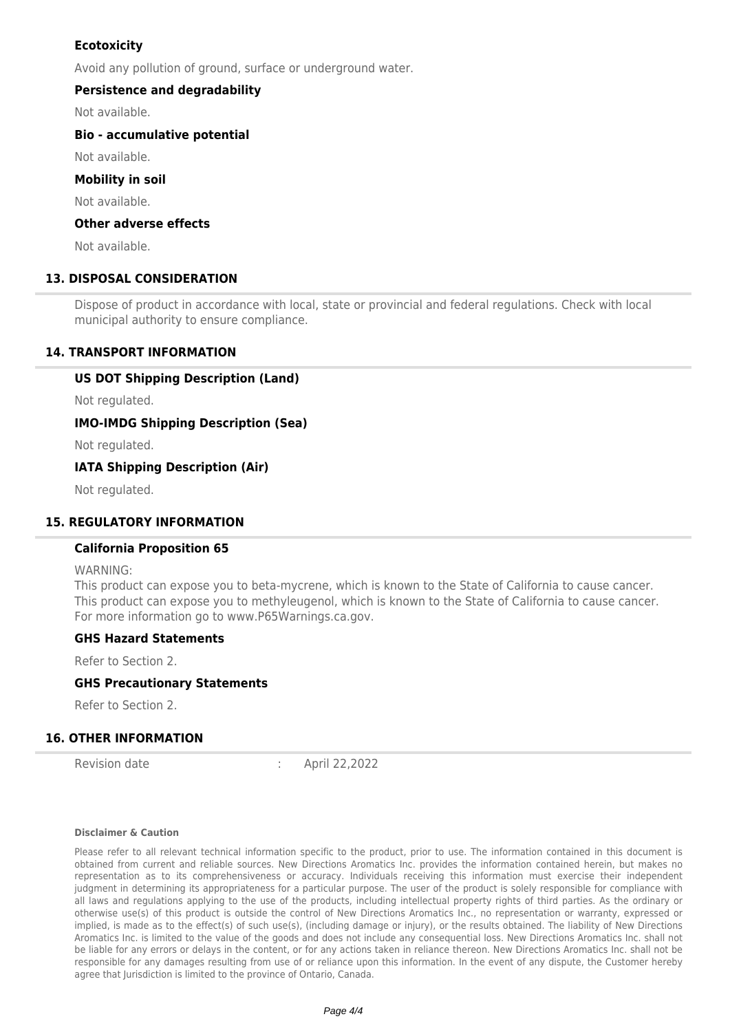**Ecotoxicity**

Avoid any pollution of ground, surface or underground water.

**Persistence and degradability**

Not available.

**Bio - accumulative potential**

Not available.

**Mobility in soil**

Not available.

**Other adverse effects**

Not available.

## 13. DISPOSAL CONSIDERATION

Dispose of product in accordance with local, state or provincial and federal regulations. Check with local municipal authority to ensure compliance.

## 14. TRANSPORT INFORMATION

**US DOT Shipping Description (Land)**

Not regulated.

**IMO-IMDG Shipping Description (Sea)**

Not regulated.

**IATA Shipping Description (Air)**

Not regulated.

## 15. REGULATORY INFORMATION

**California Proposition 65**

WARNING:
This product can expose you to beta-mycrene, which is known to the State of California to cause cancer.
This product can expose you to methyleugenol, which is known to the State of California to cause cancer.
For more information go to www.P65Warnings.ca.gov.

**GHS Hazard Statements**

Refer to Section 2.

**GHS Precautionary Statements**

Refer to Section 2.

## 16. OTHER INFORMATION

Revision date : April 22,2022

**Disclaimer & Caution**

Please refer to all relevant technical information specific to the product, prior to use. The information contained in this document is obtained from current and reliable sources. New Directions Aromatics Inc. provides the information contained herein, but makes no representation as to its comprehensiveness or accuracy. Individuals receiving this information must exercise their independent judgment in determining its appropriateness for a particular purpose. The user of the product is solely responsible for compliance with all laws and regulations applying to the use of the products, including intellectual property rights of third parties. As the ordinary or otherwise use(s) of this product is outside the control of New Directions Aromatics Inc., no representation or warranty, expressed or implied, is made as to the effect(s) of such use(s), (including damage or injury), or the results obtained. The liability of New Directions Aromatics Inc. is limited to the value of the goods and does not include any consequential loss. New Directions Aromatics Inc. shall not be liable for any errors or delays in the content, or for any actions taken in reliance thereon. New Directions Aromatics Inc. shall not be responsible for any damages resulting from use of or reliance upon this information. In the event of any dispute, the Customer hereby agree that Jurisdiction is limited to the province of Ontario, Canada.